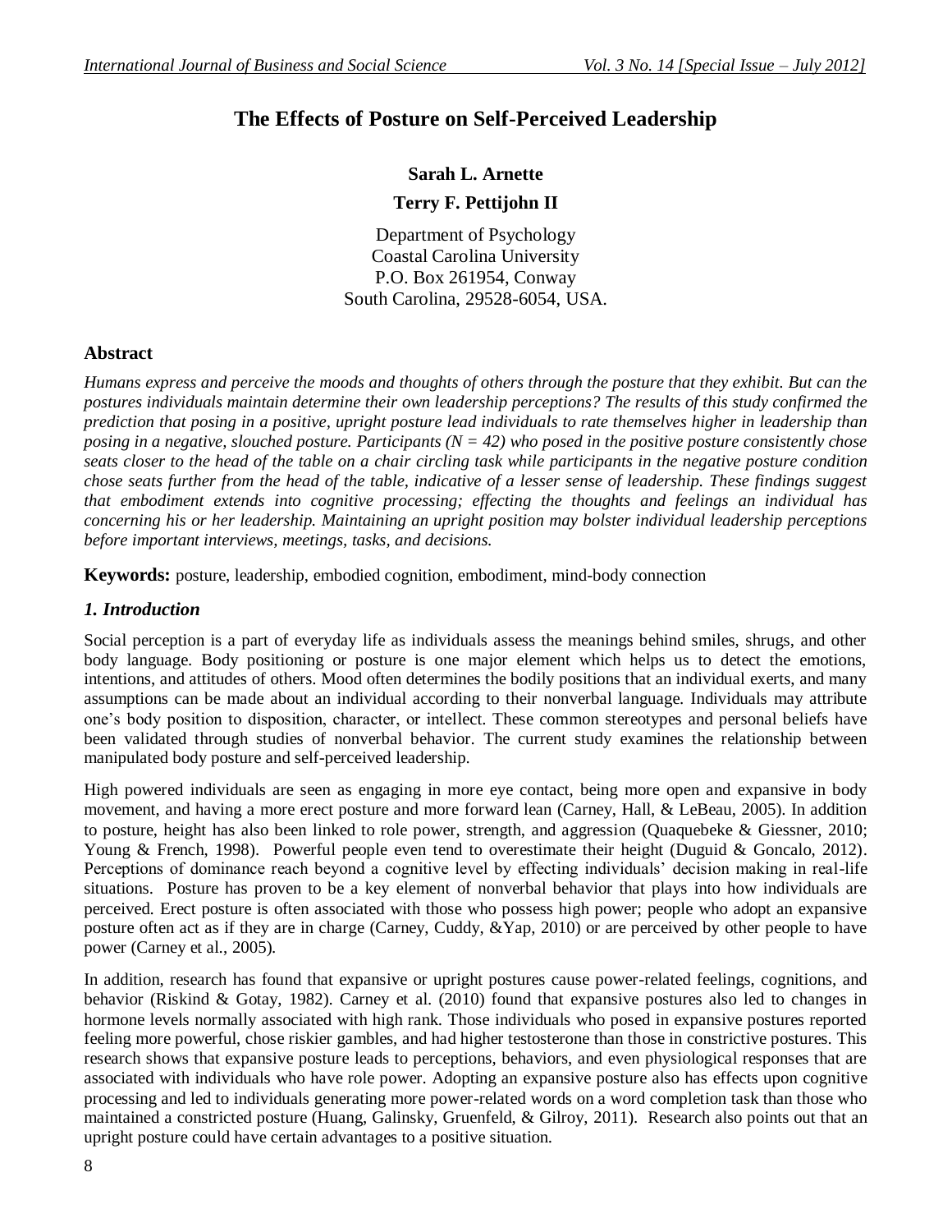# The Effects of Posture on Self-Perceived Leadership

**Sarah L. Arnette**

**Terry F. Pettijohn II**

Department of Psychology
Coastal Carolina University
P.O. Box 261954, Conway
South Carolina, 29528-6054, USA.

## Abstract

*Humans express and perceive the moods and thoughts of others through the posture that they exhibit. But can the postures individuals maintain determine their own leadership perceptions? The results of this study confirmed the prediction that posing in a positive, upright posture lead individuals to rate themselves higher in leadership than posing in a negative, slouched posture. Participants ($N = 42$) who posed in the positive posture consistently chose seats closer to the head of the table on a chair circling task while participants in the negative posture condition chose seats further from the head of the table, indicative of a lesser sense of leadership. These findings suggest that embodiment extends into cognitive processing; effecting the thoughts and feelings an individual has concerning his or her leadership. Maintaining an upright position may bolster individual leadership perceptions before important interviews, meetings, tasks, and decisions.*

**Keywords:** posture, leadership, embodied cognition, embodiment, mind-body connection

## *1. Introduction*

Social perception is a part of everyday life as individuals assess the meanings behind smiles, shrugs, and other body language. Body positioning or posture is one major element which helps us to detect the emotions, intentions, and attitudes of others. Mood often determines the bodily positions that an individual exerts, and many assumptions can be made about an individual according to their nonverbal language. Individuals may attribute one's body position to disposition, character, or intellect. These common stereotypes and personal beliefs have been validated through studies of nonverbal behavior. The current study examines the relationship between manipulated body posture and self-perceived leadership.

High powered individuals are seen as engaging in more eye contact, being more open and expansive in body movement, and having a more erect posture and more forward lean (Carney, Hall, & LeBeau, 2005). In addition to posture, height has also been linked to role power, strength, and aggression (Quaquebeke & Giessner, 2010; Young & French, 1998). Powerful people even tend to overestimate their height (Duguid & Goncalo, 2012). Perceptions of dominance reach beyond a cognitive level by effecting individuals' decision making in real-life situations. Posture has proven to be a key element of nonverbal behavior that plays into how individuals are perceived. Erect posture is often associated with those who possess high power; people who adopt an expansive posture often act as if they are in charge (Carney, Cuddy, &Yap, 2010) or are perceived by other people to have power (Carney et al., 2005).

In addition, research has found that expansive or upright postures cause power-related feelings, cognitions, and behavior (Riskind & Gotay, 1982). Carney et al. (2010) found that expansive postures also led to changes in hormone levels normally associated with high rank. Those individuals who posed in expansive postures reported feeling more powerful, chose riskier gambles, and had higher testosterone than those in constrictive postures. This research shows that expansive posture leads to perceptions, behaviors, and even physiological responses that are associated with individuals who have role power. Adopting an expansive posture also has effects upon cognitive processing and led to individuals generating more power-related words on a word completion task than those who maintained a constricted posture (Huang, Galinsky, Gruenfeld, & Gilroy, 2011). Research also points out that an upright posture could have certain advantages to a positive situation.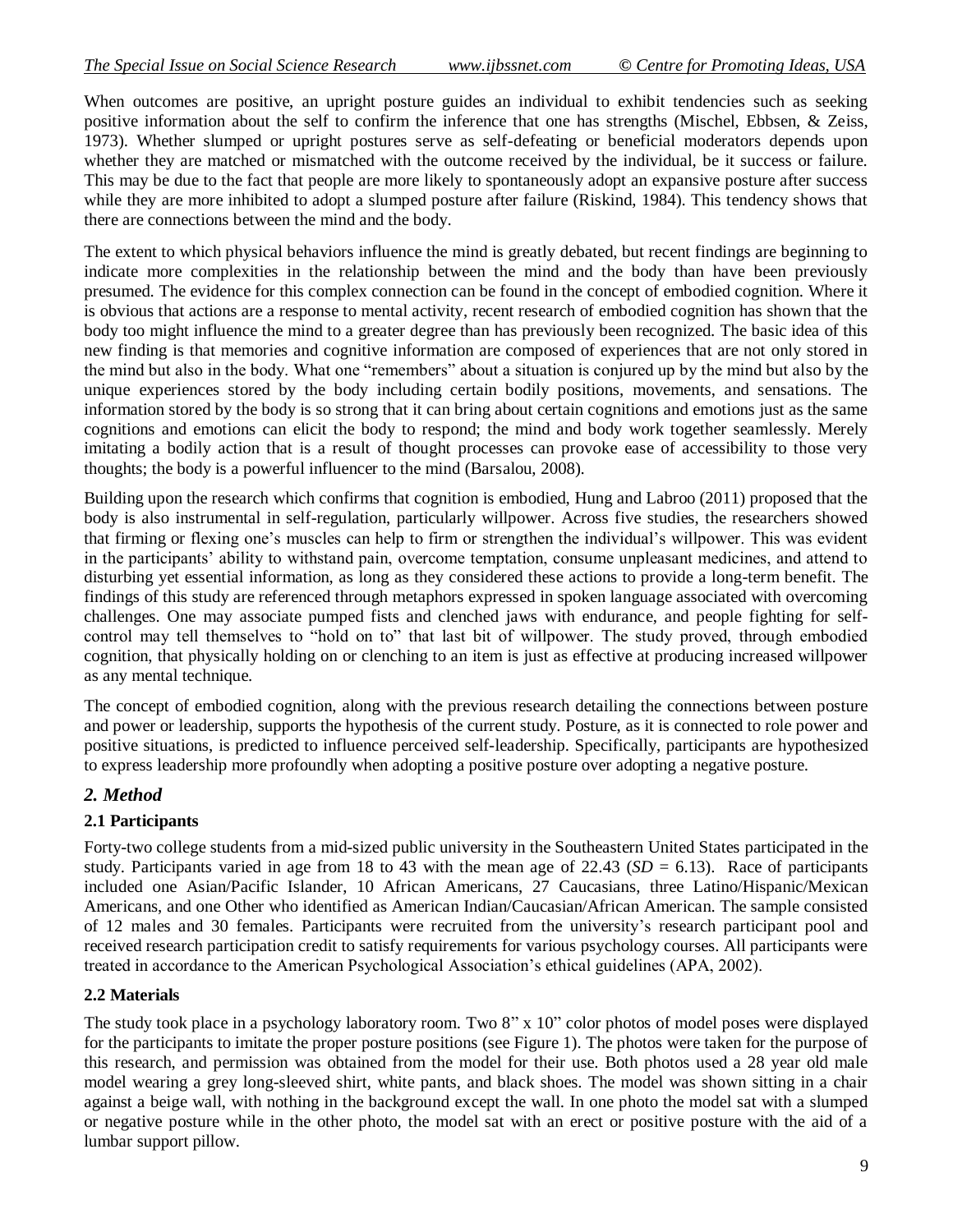When outcomes are positive, an upright posture guides an individual to exhibit tendencies such as seeking positive information about the self to confirm the inference that one has strengths (Mischel, Ebbsen, & Zeiss, 1973). Whether slumped or upright postures serve as self-defeating or beneficial moderators depends upon whether they are matched or mismatched with the outcome received by the individual, be it success or failure. This may be due to the fact that people are more likely to spontaneously adopt an expansive posture after success while they are more inhibited to adopt a slumped posture after failure (Riskind, 1984). This tendency shows that there are connections between the mind and the body.

The extent to which physical behaviors influence the mind is greatly debated, but recent findings are beginning to indicate more complexities in the relationship between the mind and the body than have been previously presumed. The evidence for this complex connection can be found in the concept of embodied cognition. Where it is obvious that actions are a response to mental activity, recent research of embodied cognition has shown that the body too might influence the mind to a greater degree than has previously been recognized. The basic idea of this new finding is that memories and cognitive information are composed of experiences that are not only stored in the mind but also in the body. What one "remembers" about a situation is conjured up by the mind but also by the unique experiences stored by the body including certain bodily positions, movements, and sensations. The information stored by the body is so strong that it can bring about certain cognitions and emotions just as the same cognitions and emotions can elicit the body to respond; the mind and body work together seamlessly. Merely imitating a bodily action that is a result of thought processes can provoke ease of accessibility to those very thoughts; the body is a powerful influencer to the mind (Barsalou, 2008).

Building upon the research which confirms that cognition is embodied, Hung and Labroo (2011) proposed that the body is also instrumental in self-regulation, particularly willpower. Across five studies, the researchers showed that firming or flexing one's muscles can help to firm or strengthen the individual's willpower. This was evident in the participants' ability to withstand pain, overcome temptation, consume unpleasant medicines, and attend to disturbing yet essential information, as long as they considered these actions to provide a long-term benefit. The findings of this study are referenced through metaphors expressed in spoken language associated with overcoming challenges. One may associate pumped fists and clenched jaws with endurance, and people fighting for self-control may tell themselves to "hold on to" that last bit of willpower. The study proved, through embodied cognition, that physically holding on or clenching to an item is just as effective at producing increased willpower as any mental technique.

The concept of embodied cognition, along with the previous research detailing the connections between posture and power or leadership, supports the hypothesis of the current study. Posture, as it is connected to role power and positive situations, is predicted to influence perceived self-leadership. Specifically, participants are hypothesized to express leadership more profoundly when adopting a positive posture over adopting a negative posture.

## *2. Method*

### 2.1 Participants

Forty-two college students from a mid-sized public university in the Southeastern United States participated in the study. Participants varied in age from 18 to 43 with the mean age of 22.43 (*SD* = 6.13). Race of participants included one Asian/Pacific Islander, 10 African Americans, 27 Caucasians, three Latino/Hispanic/Mexican Americans, and one Other who identified as American Indian/Caucasian/African American. The sample consisted of 12 males and 30 females. Participants were recruited from the university's research participant pool and received research participation credit to satisfy requirements for various psychology courses. All participants were treated in accordance to the American Psychological Association's ethical guidelines (APA, 2002).

### 2.2 Materials

The study took place in a psychology laboratory room. Two 8" x 10" color photos of model poses were displayed for the participants to imitate the proper posture positions (see Figure 1). The photos were taken for the purpose of this research, and permission was obtained from the model for their use. Both photos used a 28 year old male model wearing a grey long-sleeved shirt, white pants, and black shoes. The model was shown sitting in a chair against a beige wall, with nothing in the background except the wall. In one photo the model sat with a slumped or negative posture while in the other photo, the model sat with an erect or positive posture with the aid of a lumbar support pillow.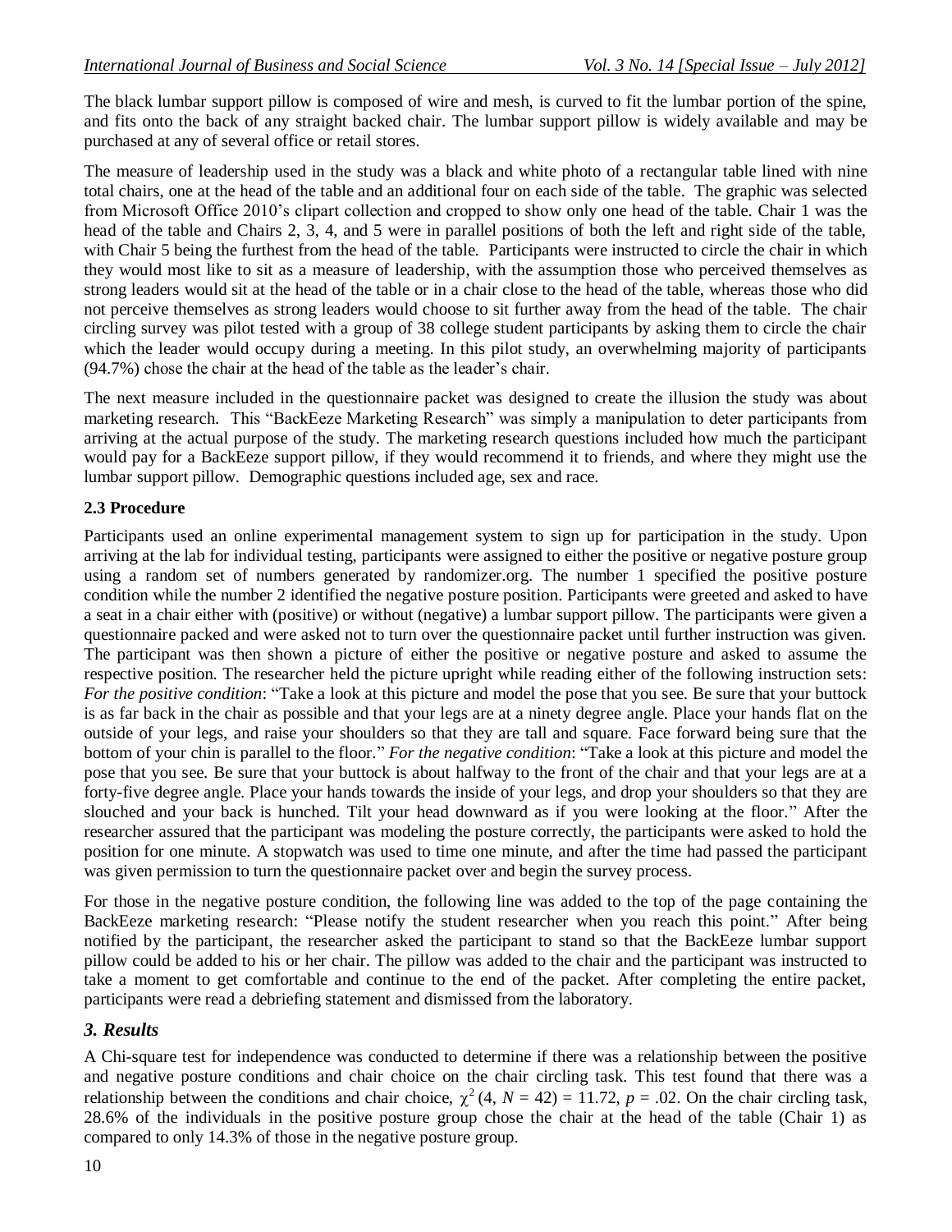The black lumbar support pillow is composed of wire and mesh, is curved to fit the lumbar portion of the spine, and fits onto the back of any straight backed chair. The lumbar support pillow is widely available and may be purchased at any of several office or retail stores.

The measure of leadership used in the study was a black and white photo of a rectangular table lined with nine total chairs, one at the head of the table and an additional four on each side of the table. The graphic was selected from Microsoft Office 2010's clipart collection and cropped to show only one head of the table. Chair 1 was the head of the table and Chairs 2, 3, 4, and 5 were in parallel positions of both the left and right side of the table, with Chair 5 being the furthest from the head of the table. Participants were instructed to circle the chair in which they would most like to sit as a measure of leadership, with the assumption those who perceived themselves as strong leaders would sit at the head of the table or in a chair close to the head of the table, whereas those who did not perceive themselves as strong leaders would choose to sit further away from the head of the table. The chair circling survey was pilot tested with a group of 38 college student participants by asking them to circle the chair which the leader would occupy during a meeting. In this pilot study, an overwhelming majority of participants (94.7%) chose the chair at the head of the table as the leader's chair.

The next measure included in the questionnaire packet was designed to create the illusion the study was about marketing research. This "BackEeze Marketing Research" was simply a manipulation to deter participants from arriving at the actual purpose of the study. The marketing research questions included how much the participant would pay for a BackEeze support pillow, if they would recommend it to friends, and where they might use the lumbar support pillow. Demographic questions included age, sex and race.

### 2.3 Procedure

Participants used an online experimental management system to sign up for participation in the study. Upon arriving at the lab for individual testing, participants were assigned to either the positive or negative posture group using a random set of numbers generated by randomizer.org. The number 1 specified the positive posture condition while the number 2 identified the negative posture position. Participants were greeted and asked to have a seat in a chair either with (positive) or without (negative) a lumbar support pillow. The participants were given a questionnaire packed and were asked not to turn over the questionnaire packet until further instruction was given. The participant was then shown a picture of either the positive or negative posture and asked to assume the respective position. The researcher held the picture upright while reading either of the following instruction sets: *For the positive condition*: "Take a look at this picture and model the pose that you see. Be sure that your buttock is as far back in the chair as possible and that your legs are at a ninety degree angle. Place your hands flat on the outside of your legs, and raise your shoulders so that they are tall and square. Face forward being sure that the bottom of your chin is parallel to the floor." *For the negative condition*: "Take a look at this picture and model the pose that you see. Be sure that your buttock is about halfway to the front of the chair and that your legs are at a forty-five degree angle. Place your hands towards the inside of your legs, and drop your shoulders so that they are slouched and your back is hunched. Tilt your head downward as if you were looking at the floor." After the researcher assured that the participant was modeling the posture correctly, the participants were asked to hold the position for one minute. A stopwatch was used to time one minute, and after the time had passed the participant was given permission to turn the questionnaire packet over and begin the survey process.

For those in the negative posture condition, the following line was added to the top of the page containing the BackEeze marketing research: "Please notify the student researcher when you reach this point." After being notified by the participant, the researcher asked the participant to stand so that the BackEeze lumbar support pillow could be added to his or her chair. The pillow was added to the chair and the participant was instructed to take a moment to get comfortable and continue to the end of the packet. After completing the entire packet, participants were read a debriefing statement and dismissed from the laboratory.

## *3. Results*

A Chi-square test for independence was conducted to determine if there was a relationship between the positive and negative posture conditions and chair choice on the chair circling task. This test found that there was a relationship between the conditions and chair choice, $\chi^2(4, N = 42) = 11.72$, $p = .02$. On the chair circling task, 28.6% of the individuals in the positive posture group chose the chair at the head of the table (Chair 1) as compared to only 14.3% of those in the negative posture group.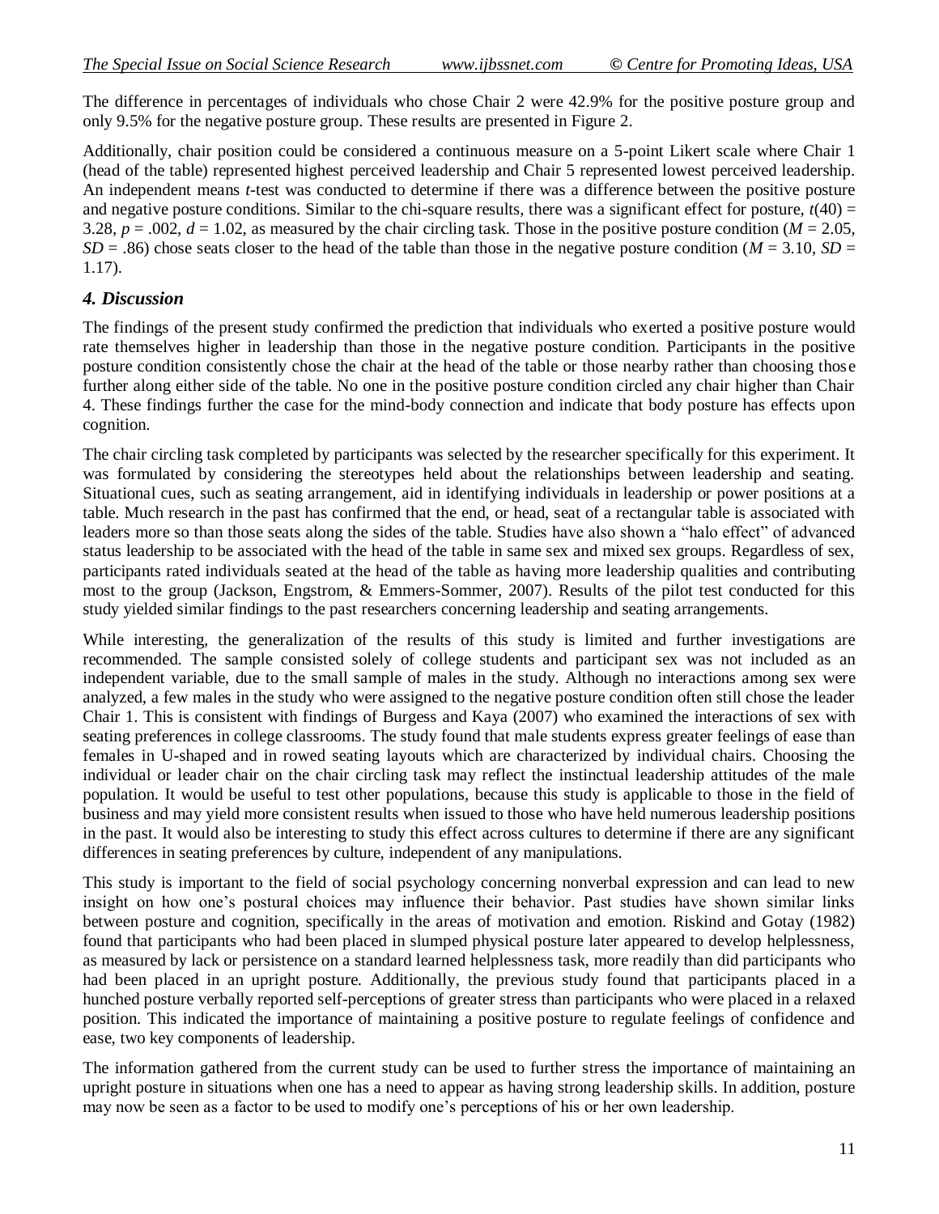The difference in percentages of individuals who chose Chair 2 were 42.9% for the positive posture group and only 9.5% for the negative posture group. These results are presented in Figure 2.

Additionally, chair position could be considered a continuous measure on a 5-point Likert scale where Chair 1 (head of the table) represented highest perceived leadership and Chair 5 represented lowest perceived leadership. An independent means *t*-test was conducted to determine if there was a difference between the positive posture and negative posture conditions. Similar to the chi-square results, there was a significant effect for posture, $t(40) = 3.28$, $p = .002$, $d = 1.02$, as measured by the chair circling task. Those in the positive posture condition ($M = 2.05$, $SD = .86$) chose seats closer to the head of the table than those in the negative posture condition ($M = 3.10$, $SD = 1.17$).

### *4. Discussion*

The findings of the present study confirmed the prediction that individuals who exerted a positive posture would rate themselves higher in leadership than those in the negative posture condition. Participants in the positive posture condition consistently chose the chair at the head of the table or those nearby rather than choosing those further along either side of the table. No one in the positive posture condition circled any chair higher than Chair 4. These findings further the case for the mind-body connection and indicate that body posture has effects upon cognition.

The chair circling task completed by participants was selected by the researcher specifically for this experiment. It was formulated by considering the stereotypes held about the relationships between leadership and seating. Situational cues, such as seating arrangement, aid in identifying individuals in leadership or power positions at a table. Much research in the past has confirmed that the end, or head, seat of a rectangular table is associated with leaders more so than those seats along the sides of the table. Studies have also shown a "halo effect" of advanced status leadership to be associated with the head of the table in same sex and mixed sex groups. Regardless of sex, participants rated individuals seated at the head of the table as having more leadership qualities and contributing most to the group (Jackson, Engstrom, & Emmers-Sommer, 2007). Results of the pilot test conducted for this study yielded similar findings to the past researchers concerning leadership and seating arrangements.

While interesting, the generalization of the results of this study is limited and further investigations are recommended. The sample consisted solely of college students and participant sex was not included as an independent variable, due to the small sample of males in the study. Although no interactions among sex were analyzed, a few males in the study who were assigned to the negative posture condition often still chose the leader Chair 1. This is consistent with findings of Burgess and Kaya (2007) who examined the interactions of sex with seating preferences in college classrooms. The study found that male students express greater feelings of ease than females in U-shaped and in rowed seating layouts which are characterized by individual chairs. Choosing the individual or leader chair on the chair circling task may reflect the instinctual leadership attitudes of the male population. It would be useful to test other populations, because this study is applicable to those in the field of business and may yield more consistent results when issued to those who have held numerous leadership positions in the past. It would also be interesting to study this effect across cultures to determine if there are any significant differences in seating preferences by culture, independent of any manipulations.

This study is important to the field of social psychology concerning nonverbal expression and can lead to new insight on how one's postural choices may influence their behavior. Past studies have shown similar links between posture and cognition, specifically in the areas of motivation and emotion. Riskind and Gotay (1982) found that participants who had been placed in slumped physical posture later appeared to develop helplessness, as measured by lack or persistence on a standard learned helplessness task, more readily than did participants who had been placed in an upright posture. Additionally, the previous study found that participants placed in a hunched posture verbally reported self-perceptions of greater stress than participants who were placed in a relaxed position. This indicated the importance of maintaining a positive posture to regulate feelings of confidence and ease, two key components of leadership.

The information gathered from the current study can be used to further stress the importance of maintaining an upright posture in situations when one has a need to appear as having strong leadership skills. In addition, posture may now be seen as a factor to be used to modify one's perceptions of his or her own leadership.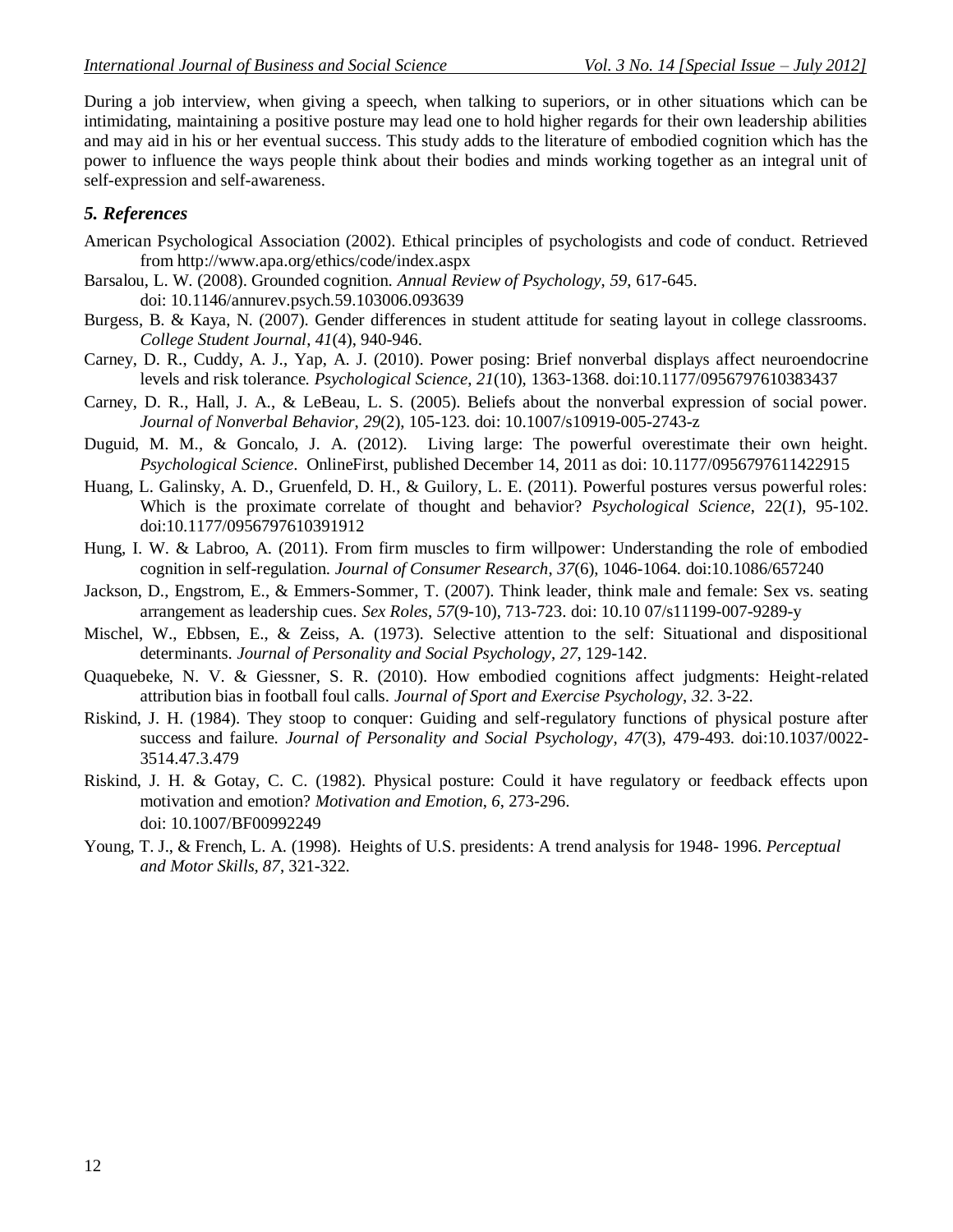During a job interview, when giving a speech, when talking to superiors, or in other situations which can be intimidating, maintaining a positive posture may lead one to hold higher regards for their own leadership abilities and may aid in his or her eventual success. This study adds to the literature of embodied cognition which has the power to influence the ways people think about their bodies and minds working together as an integral unit of self-expression and self-awareness.

## *5. References*

American Psychological Association (2002). Ethical principles of psychologists and code of conduct. Retrieved from http://www.apa.org/ethics/code/index.aspx

Barsalou, L. W. (2008). Grounded cognition. *Annual Review of Psychology*, *59*, 617-645. doi: 10.1146/annurev.psych.59.103006.093639

Burgess, B. & Kaya, N. (2007). Gender differences in student attitude for seating layout in college classrooms. *College Student Journal*, *41*(4), 940-946.

Carney, D. R., Cuddy, A. J., Yap, A. J. (2010). Power posing: Brief nonverbal displays affect neuroendocrine levels and risk tolerance. *Psychological Science*, *21*(10), 1363-1368. doi:10.1177/0956797610383437

Carney, D. R., Hall, J. A., & LeBeau, L. S. (2005). Beliefs about the nonverbal expression of social power. *Journal of Nonverbal Behavior*, *29*(2), 105-123. doi: 10.1007/s10919-005-2743-z

Duguid, M. M., & Goncalo, J. A. (2012). Living large: The powerful overestimate their own height. *Psychological Science*. OnlineFirst, published December 14, 2011 as doi: 10.1177/0956797611422915

Huang, L. Galinsky, A. D., Gruenfeld, D. H., & Guilory, L. E. (2011). Powerful postures versus powerful roles: Which is the proximate correlate of thought and behavior? *Psychological Science*, 22(*1*), 95-102. doi:10.1177/0956797610391912

Hung, I. W. & Labroo, A. (2011). From firm muscles to firm willpower: Understanding the role of embodied cognition in self-regulation. *Journal of Consumer Research*, *37*(6), 1046-1064. doi:10.1086/657240

Jackson, D., Engstrom, E., & Emmers-Sommer, T. (2007). Think leader, think male and female: Sex vs. seating arrangement as leadership cues. *Sex Roles*, *57*(9-10), 713-723. doi: 10.10 07/s11199-007-9289-y

Mischel, W., Ebbsen, E., & Zeiss, A. (1973). Selective attention to the self: Situational and dispositional determinants. *Journal of Personality and Social Psychology*, *27*, 129-142.

Quaquebeke, N. V. & Giessner, S. R. (2010). How embodied cognitions affect judgments: Height-related attribution bias in football foul calls. *Journal of Sport and Exercise Psychology*, *32*. 3-22.

Riskind, J. H. (1984). They stoop to conquer: Guiding and self-regulatory functions of physical posture after success and failure. *Journal of Personality and Social Psychology*, *47*(3), 479-493. doi:10.1037/0022-3514.47.3.479

Riskind, J. H. & Gotay, C. C. (1982). Physical posture: Could it have regulatory or feedback effects upon motivation and emotion? *Motivation and Emotion*, *6*, 273-296. doi: 10.1007/BF00992249

Young, T. J., & French, L. A. (1998). Heights of U.S. presidents: A trend analysis for 1948- 1996. *Perceptual and Motor Skills*, *87*, 321-322.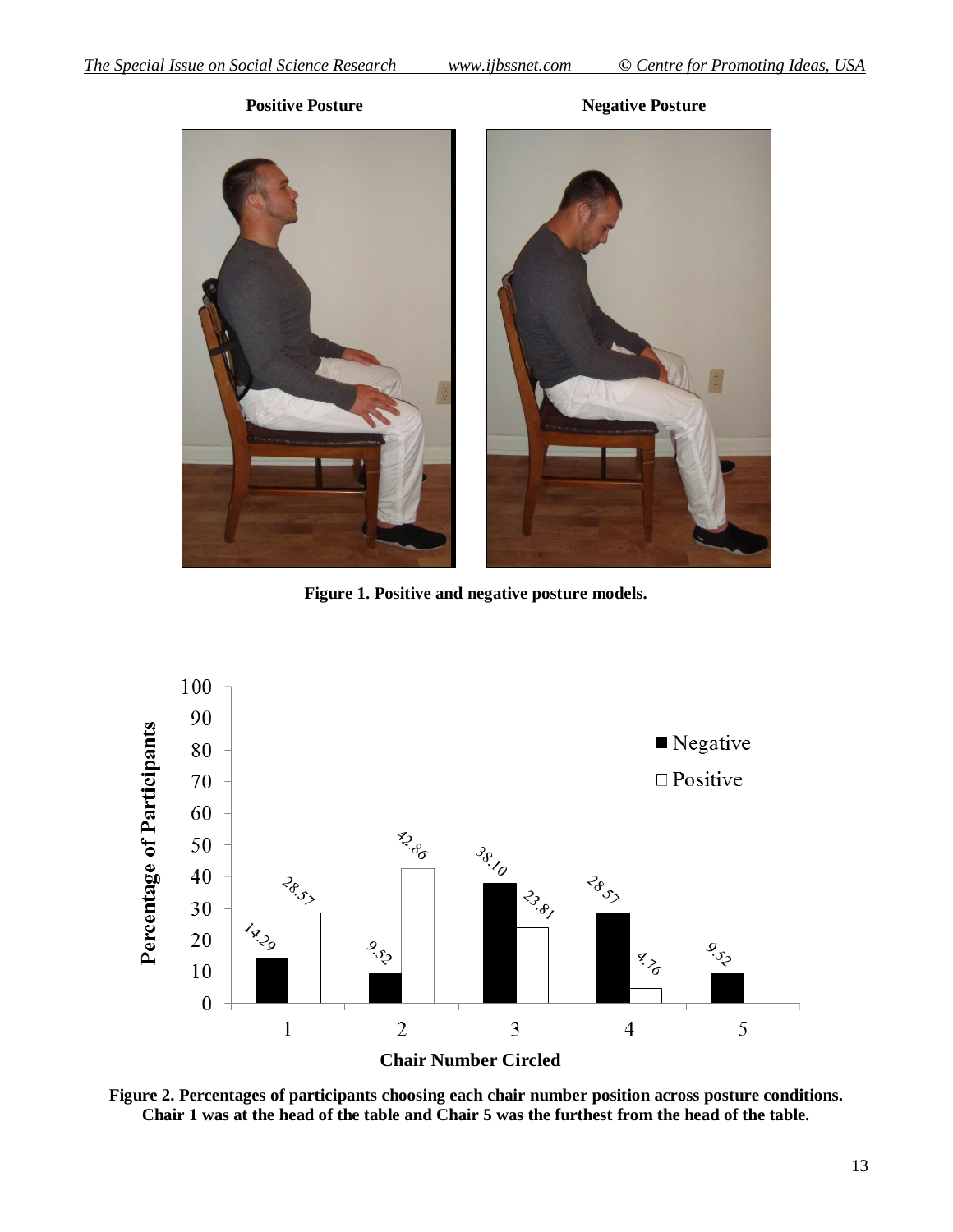**Positive Posture** **Negative Posture**

**Figure 1. Positive and negative posture models.**

100
90
80
70
60
50
40
30
20
10
0

Percentage of Participants

Negative
Positive

14.29
28.57
9.52
42.86
38.10
23.81
28.57
4.76
9.52

1
2
3
4
5

Chair Number Circled

**Figure 2. Percentages of participants choosing each chair number position across posture conditions. Chair 1 was at the head of the table and Chair 5 was the furthest from the head of the table.**